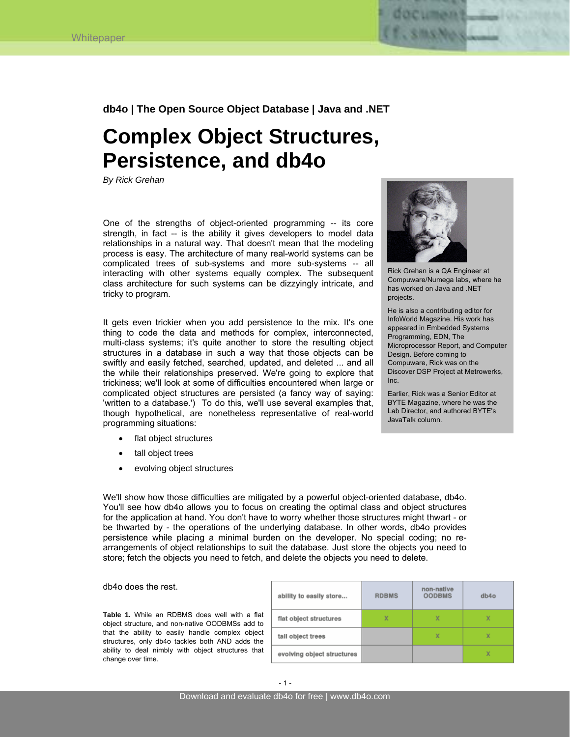db4o | The Open Source Object Database | Java and .NET

# Complex Object Structures, Persistence, and db4o

*By Rick Grehan*

One of the strengths of object-oriented programming -- its core strength, in fact -- is the ability it gives developers to model data relationships in a natural way. That doesn't mean that the modeling process is easy. The architecture of many real-world systems can be complicated trees of sub-systems and more sub-systems -- all interacting with other systems equally complex. The subsequent class architecture for such systems can be dizzyingly intricate, and tricky to program.

It gets even trickier when you add persistence to the mix. It's one thing to code the data and methods for complex, interconnected, multi-class systems; it's quite another to store the resulting object structures in a database in such a way that those objects can be swiftly and easily fetched, searched, updated, and deleted ... and all the while their relationships preserved. We're going to explore that trickiness; we'll look at some of difficulties encountered when large or complicated object structures are persisted (a fancy way of saying: 'written to a database.') To do this, we'll use several examples that, though hypothetical, are nonetheless representative of real-world programming situations:

- flat object structures
- tall object trees
- evolving object structures

Rick Grehan is a QA Engineer at Compuware/Numega labs, where he has worked on Java and .NET projects.

He is also a contributing editor for InfoWorld Magazine. His work has appeared in Embedded Systems Programming, EDN, The Microprocessor Report, and Computer Design. Before coming to Compuware, Rick was on the Discover DSP Project at Metrowerks, Inc.

Earlier, Rick was a Senior Editor at BYTE Magazine, where he was the Lab Director, and authored BYTE's JavaTalk column.

We'll show how those difficulties are mitigated by a powerful object-oriented database, db4o. You'll see how db4o allows you to focus on creating the optimal class and object structures for the application at hand. You don't have to worry whether those structures might thwart - or be thwarted by - the operations of the underlying database. In other words, db4o provides persistence while placing a minimal burden on the developer. No special coding; no re-arrangements of object relationships to suit the database. Just store the objects you need to store; fetch the objects you need to fetch, and delete the objects you need to delete.

db4o does the rest.

**Table 1.** While an RDBMS does well with a flat object structure, and non-native OODBMSs add to that the ability to easily handle complex object structures, only db4o tackles both AND adds the ability to deal nimbly with object structures that change over time.

| ability to easily store... | RDBMS | non-native OODBMS | db4o |
|---|---|---|---|
| flat object structures | X | X | X |
| tall object trees | | X | X |
| evolving object structures | | | X |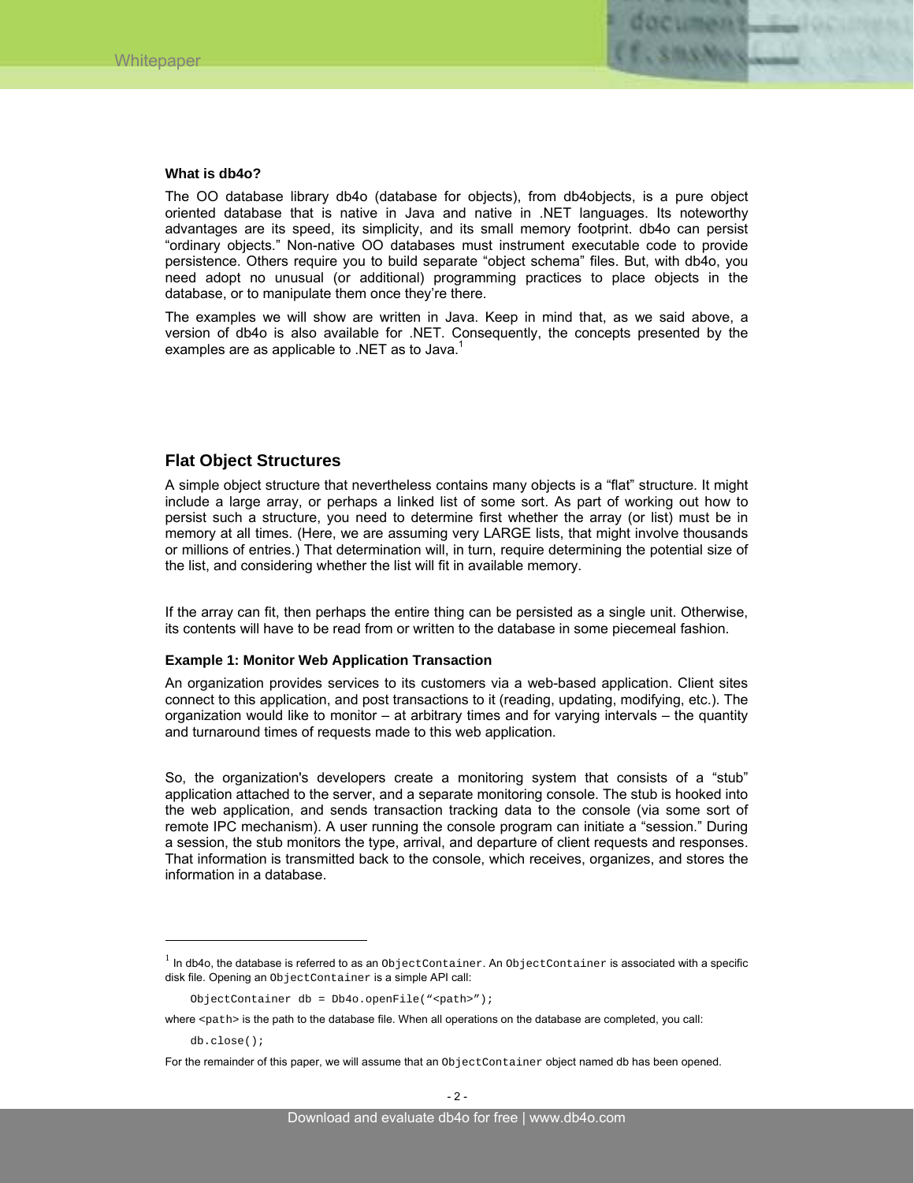### What is db4o?

The OO database library db4o (database for objects), from db4objects, is a pure object oriented database that is native in Java and native in .NET languages. Its noteworthy advantages are its speed, its simplicity, and its small memory footprint. db4o can persist “ordinary objects.” Non-native OO databases must instrument executable code to provide persistence. Others require you to build separate “object schema” files. But, with db4o, you need adopt no unusual (or additional) programming practices to place objects in the database, or to manipulate them once they’re there.

The examples we will show are written in Java. Keep in mind that, as we said above, a version of db4o is also available for .NET. Consequently, the concepts presented by the examples are as applicable to .NET as to Java.[1]

## Flat Object Structures

A simple object structure that nevertheless contains many objects is a “flat” structure. It might include a large array, or perhaps a linked list of some sort. As part of working out how to persist such a structure, you need to determine first whether the array (or list) must be in memory at all times. (Here, we are assuming very LARGE lists, that might involve thousands or millions of entries.) That determination will, in turn, require determining the potential size of the list, and considering whether the list will fit in available memory.

If the array can fit, then perhaps the entire thing can be persisted as a single unit. Otherwise, its contents will have to be read from or written to the database in some piecemeal fashion.

### Example 1: Monitor Web Application Transaction

An organization provides services to its customers via a web-based application. Client sites connect to this application, and post transactions to it (reading, updating, modifying, etc.). The organization would like to monitor – at arbitrary times and for varying intervals – the quantity and turnaround times of requests made to this web application.

So, the organization's developers create a monitoring system that consists of a “stub” application attached to the server, and a separate monitoring console. The stub is hooked into the web application, and sends transaction tracking data to the console (via some sort of remote IPC mechanism). A user running the console program can initiate a “session.” During a session, the stub monitors the type, arrival, and departure of client requests and responses. That information is transmitted back to the console, which receives, organizes, and stores the information in a database.

---

[1] In db4o, the database is referred to as an `ObjectContainer`. An `ObjectContainer` is associated with a specific disk file. Opening an `ObjectContainer` is a simple API call:

```
ObjectContainer db = Db4o.openFile(“<path>”);
```

where `<path>` is the path to the database file. When all operations on the database are completed, you call:

```
db.close();
```

For the remainder of this paper, we will assume that an `ObjectContainer` object named db has been opened.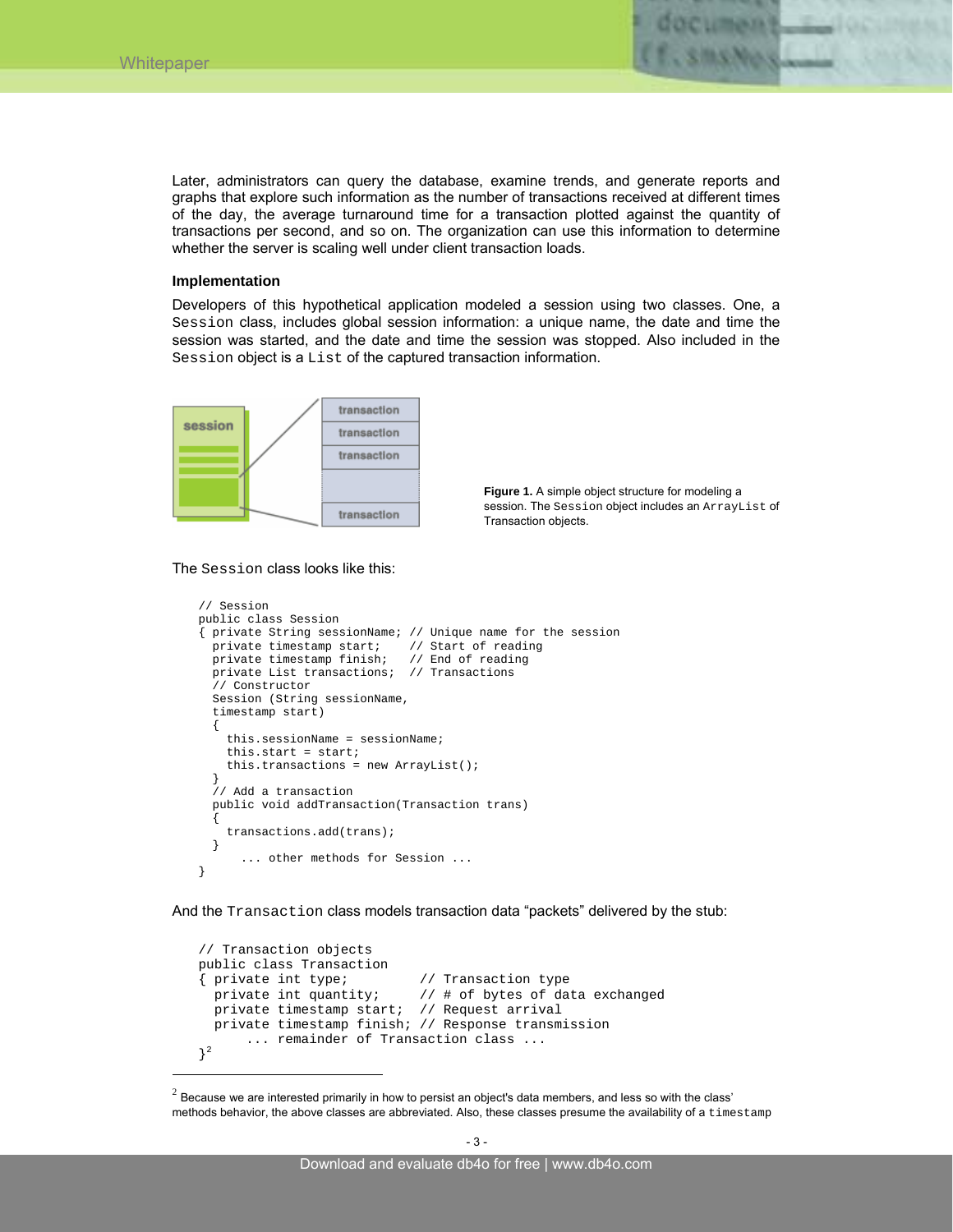Later, administrators can query the database, examine trends, and generate reports and graphs that explore such information as the number of transactions received at different times of the day, the average turnaround time for a transaction plotted against the quantity of transactions per second, and so on. The organization can use this information to determine whether the server is scaling well under client transaction loads.

**Implementation**

Developers of this hypothetical application modeled a session using two classes. One, a `Session` class, includes global session information: a unique name, the date and time the session was started, and the date and time the session was stopped. Also included in the `Session` object is a `List` of the captured transaction information.

session

transaction

transaction

transaction

transaction

**Figure 1.** A simple object structure for modeling a session. The `Session` object includes an `ArrayList` of Transaction objects.

The `Session` class looks like this:

```
// Session
public class Session
{ private String sessionName; // Unique name for the session
  private timestamp start;    // Start of reading
  private timestamp finish;   // End of reading
  private List transactions;  // Transactions
  // Constructor
  Session (String sessionName,
  timestamp start)
  {
    this.sessionName = sessionName;
    this.start = start;
    this.transactions = new ArrayList();
  }
  // Add a transaction
  public void addTransaction(Transaction trans)
  {
    transactions.add(trans);
  }
      ... other methods for Session ...
}
```

And the `Transaction` class models transaction data "packets" delivered by the stub:

```
// Transaction objects
public class Transaction
{ private int type;          // Transaction type
  private int quantity;      // # of bytes of data exchanged
  private timestamp start;   // Request arrival
  private timestamp finish;  // Response transmission
      ... remainder of Transaction class ...
}[2]
```

[2] Because we are interested primarily in how to persist an object's data members, and less so with the class' methods behavior, the above classes are abbreviated. Also, these classes presume the availability of a `timestamp`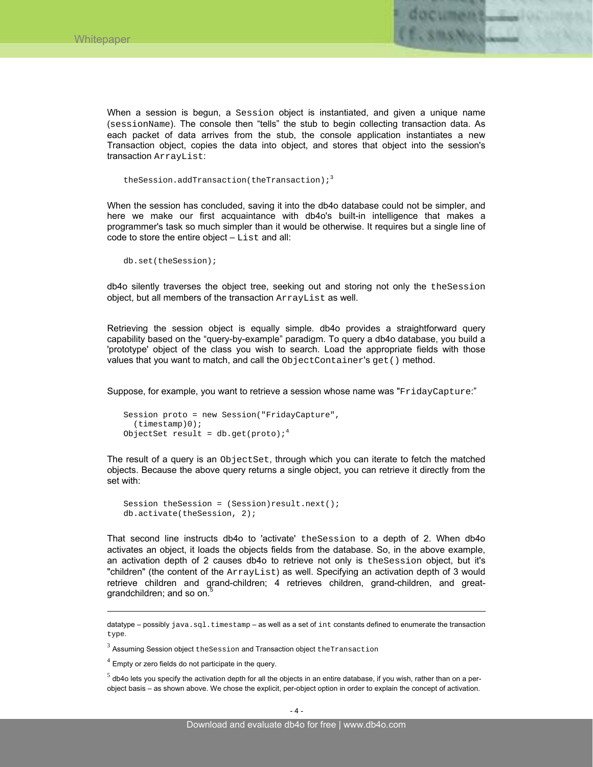When a session is begun, a `Session` object is instantiated, and given a unique name (`sessionName`). The console then "tells" the stub to begin collecting transaction data. As each packet of data arrives from the stub, the console application instantiates a new Transaction object, copies the data into object, and stores that object into the session's transaction `ArrayList`:

```
theSession.addTransaction(theTransaction);
```

[3]

When the session has concluded, saving it into the db4o database could not be simpler, and here we make our first acquaintance with db4o's built-in intelligence that makes a programmer's task so much simpler than it would be otherwise. It requires but a single line of code to store the entire object – `List` and all:

```
db.set(theSession);
```

db4o silently traverses the object tree, seeking out and storing not only the `theSession` object, but all members of the transaction `ArrayList` as well.

Retrieving the session object is equally simple. db4o provides a straightforward query capability based on the "query-by-example" paradigm. To query a db4o database, you build a 'prototype' object of the class you wish to search. Load the appropriate fields with those values that you want to match, and call the `ObjectContainer`'s `get()` method.

Suppose, for example, you want to retrieve a session whose name was "`FridayCapture`:"

```
Session proto = new Session("FridayCapture",
  (timestamp)0);
ObjectSet result = db.get(proto);
```

[4]

The result of a query is an `ObjectSet`, through which you can iterate to fetch the matched objects. Because the above query returns a single object, you can retrieve it directly from the set with:

```
Session theSession = (Session)result.next();
db.activate(theSession, 2);
```

That second line instructs db4o to 'activate' `theSession` to a depth of 2. When db4o activates an object, it loads the objects fields from the database. So, in the above example, an activation depth of 2 causes db4o to retrieve not only is `theSession` object, but it's "children" (the content of the `ArrayList`) as well. Specifying an activation depth of 3 would retrieve children and grand-children; 4 retrieves children, grand-children, and great-grandchildren; and so on.[5]

---

datatype – possibly `java.sql.timestamp` – as well as a set of `int` constants defined to enumerate the transaction `type`.

[3] Assuming Session object `theSession` and Transaction object `theTransaction`

[4] Empty or zero fields do not participate in the query.

[5] db4o lets you specify the activation depth for all the objects in an entire database, if you wish, rather than on a per-object basis – as shown above. We chose the explicit, per-object option in order to explain the concept of activation.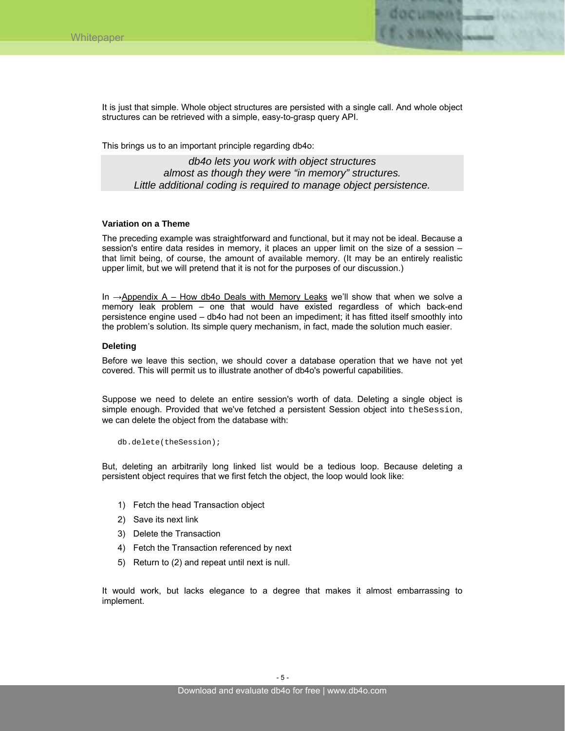It is just that simple. Whole object structures are persisted with a single call. And whole object structures can be retrieved with a simple, easy-to-grasp query API.

This brings us to an important principle regarding db4o:

> *db4o lets you work with object structures almost as though they were "in memory" structures. Little additional coding is required to manage object persistence.*

### Variation on a Theme

The preceding example was straightforward and functional, but it may not be ideal. Because a session's entire data resides in memory, it places an upper limit on the size of a session – that limit being, of course, the amount of available memory. (It may be an entirely realistic upper limit, but we will pretend that it is not for the purposes of our discussion.)

In →Appendix A – How db4o Deals with Memory Leaks we'll show that when we solve a memory leak problem – one that would have existed regardless of which back-end persistence engine used – db4o had not been an impediment; it has fitted itself smoothly into the problem's solution. Its simple query mechanism, in fact, made the solution much easier.

### Deleting

Before we leave this section, we should cover a database operation that we have not yet covered. This will permit us to illustrate another of db4o's powerful capabilities.

Suppose we need to delete an entire session's worth of data. Deleting a single object is simple enough. Provided that we've fetched a persistent Session object into `theSession`, we can delete the object from the database with:

```
db.delete(theSession);
```

But, deleting an arbitrarily long linked list would be a tedious loop. Because deleting a persistent object requires that we first fetch the object, the loop would look like:

1) Fetch the head Transaction object
2) Save its next link
3) Delete the Transaction
4) Fetch the Transaction referenced by next
5) Return to (2) and repeat until next is null.

It would work, but lacks elegance to a degree that makes it almost embarrassing to implement.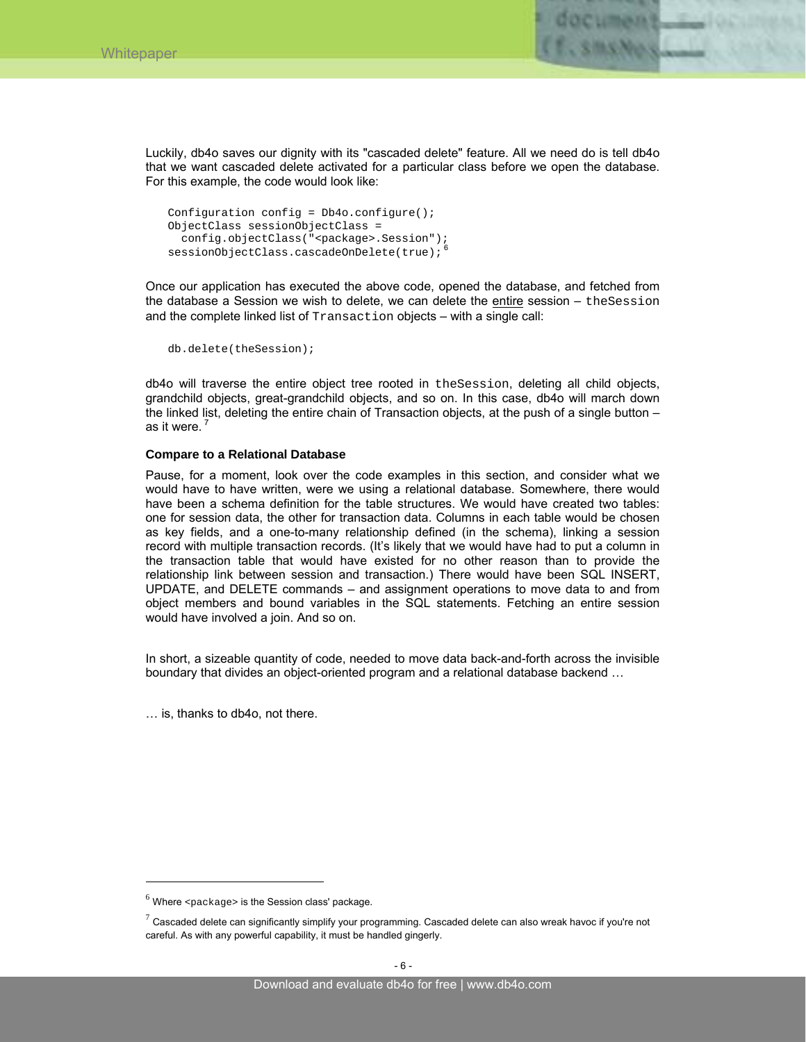Luckily, db4o saves our dignity with its "cascaded delete" feature. All we need do is tell db4o that we want cascaded delete activated for a particular class before we open the database. For this example, the code would look like:

```
Configuration config = Db4o.configure();
ObjectClass sessionObjectClass =
  config.objectClass("<package>.Session");
sessionObjectClass.cascadeOnDelete(true);
```
[6]

Once our application has executed the above code, opened the database, and fetched from the database a Session we wish to delete, we can delete the entire session – `theSession` and the complete linked list of `Transaction` objects – with a single call:

```
db.delete(theSession);
```

db4o will traverse the entire object tree rooted in `theSession`, deleting all child objects, grandchild objects, great-grandchild objects, and so on. In this case, db4o will march down the linked list, deleting the entire chain of Transaction objects, at the push of a single button – as it were. [7]

**Compare to a Relational Database**

Pause, for a moment, look over the code examples in this section, and consider what we would have to have written, were we using a relational database. Somewhere, there would have been a schema definition for the table structures. We would have created two tables: one for session data, the other for transaction data. Columns in each table would be chosen as key fields, and a one-to-many relationship defined (in the schema), linking a session record with multiple transaction records. (It's likely that we would have had to put a column in the transaction table that would have existed for no other reason than to provide the relationship link between session and transaction.) There would have been SQL INSERT, UPDATE, and DELETE commands – and assignment operations to move data to and from object members and bound variables in the SQL statements. Fetching an entire session would have involved a join. And so on.

In short, a sizeable quantity of code, needed to move data back-and-forth across the invisible boundary that divides an object-oriented program and a relational database backend …

… is, thanks to db4o, not there.

---

[6] Where `<package>` is the Session class' package.

[7] Cascaded delete can significantly simplify your programming. Cascaded delete can also wreak havoc if you're not careful. As with any powerful capability, it must be handled gingerly.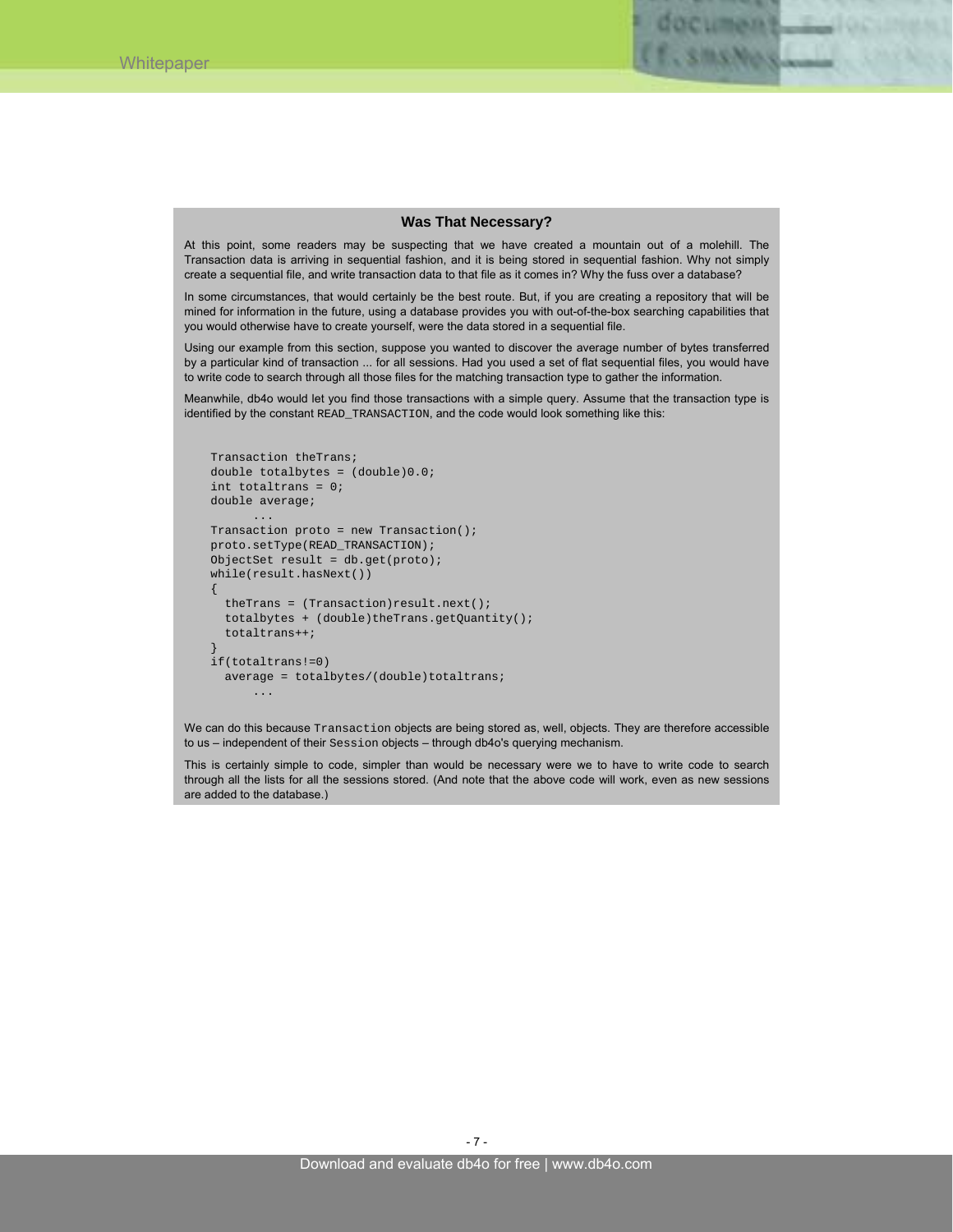### Was That Necessary?

At this point, some readers may be suspecting that we have created a mountain out of a molehill. The Transaction data is arriving in sequential fashion, and it is being stored in sequential fashion. Why not simply create a sequential file, and write transaction data to that file as it comes in? Why the fuss over a database?

In some circumstances, that would certainly be the best route. But, if you are creating a repository that will be mined for information in the future, using a database provides you with out-of-the-box searching capabilities that you would otherwise have to create yourself, were the data stored in a sequential file.

Using our example from this section, suppose you wanted to discover the average number of bytes transferred by a particular kind of transaction ... for all sessions. Had you used a set of flat sequential files, you would have to write code to search through all those files for the matching transaction type to gather the information.

Meanwhile, db4o would let you find those transactions with a simple query. Assume that the transaction type is identified by the constant `READ_TRANSACTION`, and the code would look something like this:

```
Transaction theTrans;
double totalbytes = (double)0.0;
int totaltrans = 0;
double average;
      ...
Transaction proto = new Transaction();
proto.setType(READ_TRANSACTION);
ObjectSet result = db.get(proto);
while(result.hasNext())
{
  theTrans = (Transaction)result.next();
  totalbytes + (double)theTrans.getQuantity();
  totaltrans++;
}
if(totaltrans!=0)
  average = totalbytes/(double)totaltrans;
      ...
```

We can do this because `Transaction` objects are being stored as, well, objects. They are therefore accessible to us – independent of their `Session` objects – through db4o's querying mechanism.

This is certainly simple to code, simpler than would be necessary were we to have to write code to search through all the lists for all the sessions stored. (And note that the above code will work, even as new sessions are added to the database.)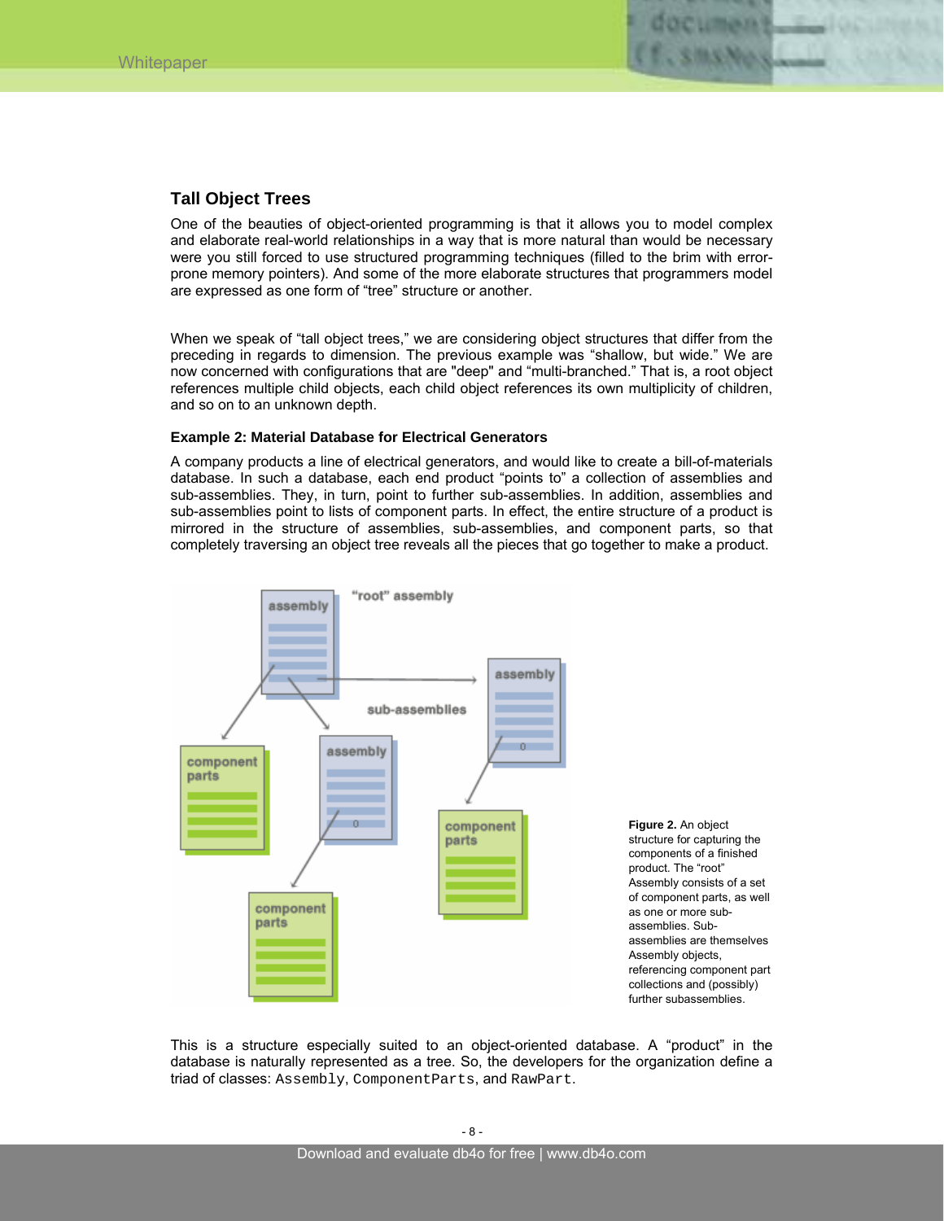## Tall Object Trees

One of the beauties of object-oriented programming is that it allows you to model complex and elaborate real-world relationships in a way that is more natural than would be necessary were you still forced to use structured programming techniques (filled to the brim with error-prone memory pointers). And some of the more elaborate structures that programmers model are expressed as one form of "tree" structure or another.

When we speak of "tall object trees," we are considering object structures that differ from the preceding in regards to dimension. The previous example was "shallow, but wide." We are now concerned with configurations that are "deep" and "multi-branched." That is, a root object references multiple child objects, each child object references its own multiplicity of children, and so on to an unknown depth.

### Example 2: Material Database for Electrical Generators

A company products a line of electrical generators, and would like to create a bill-of-materials database. In such a database, each end product "points to" a collection of assemblies and sub-assemblies. They, in turn, point to further sub-assemblies. In addition, assemblies and sub-assemblies point to lists of component parts. In effect, the entire structure of a product is mirrored in the structure of assemblies, sub-assemblies, and component parts, so that completely traversing an object tree reveals all the pieces that go together to make a product.

assembly

"root" assembly

assembly

sub-assemblies

component parts

assembly

0

0

component parts

component parts

**Figure 2.** An object structure for capturing the components of a finished product. The "root" Assembly consists of a set of component parts, as well as one or more sub-assemblies. Sub-assemblies are themselves Assembly objects, referencing component part collections and (possibly) further subassemblies.

This is a structure especially suited to an object-oriented database. A "product" in the database is naturally represented as a tree. So, the developers for the organization define a triad of classes: `Assembly`, `ComponentParts`, and `RawPart`.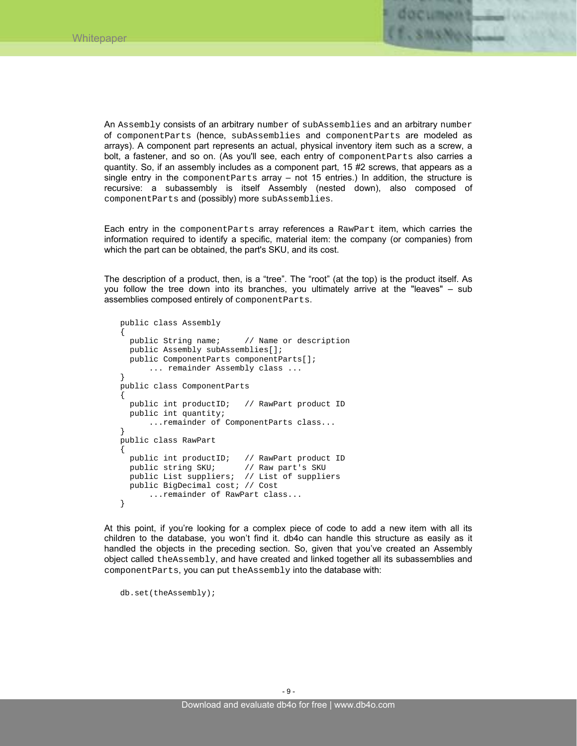An Assembly consists of an arbitrary number of subAssemblies and an arbitrary number of componentParts (hence, subAssemblies and componentParts are modeled as arrays). A component part represents an actual, physical inventory item such as a screw, a bolt, a fastener, and so on. (As you'll see, each entry of componentParts also carries a quantity. So, if an assembly includes as a component part, 15 #2 screws, that appears as a single entry in the componentParts array – not 15 entries.) In addition, the structure is recursive: a subassembly is itself Assembly (nested down), also composed of componentParts and (possibly) more subAssemblies.

Each entry in the componentParts array references a RawPart item, which carries the information required to identify a specific, material item: the company (or companies) from which the part can be obtained, the part's SKU, and its cost.

The description of a product, then, is a "tree". The "root" (at the top) is the product itself. As you follow the tree down into its branches, you ultimately arrive at the "leaves" – sub assemblies composed entirely of componentParts.

```
public class Assembly
{
  public String name;     // Name or description
  public Assembly subAssemblies[];
  public ComponentParts componentParts[];
      ... remainder Assembly class ...
}
public class ComponentParts
{
  public int productID;   // RawPart product ID
  public int quantity;
      ...remainder of ComponentParts class...
}
public class RawPart
{
  public int productID;   // RawPart product ID
  public string SKU;      // Raw part's SKU
  public List suppliers;  // List of suppliers
  public BigDecimal cost; // Cost
      ...remainder of RawPart class...
}
```

At this point, if you're looking for a complex piece of code to add a new item with all its children to the database, you won't find it. db4o can handle this structure as easily as it handled the objects in the preceding section. So, given that you've created an Assembly object called theAssembly, and have created and linked together all its subassemblies and componentParts, you can put theAssembly into the database with:

```
db.set(theAssembly);
```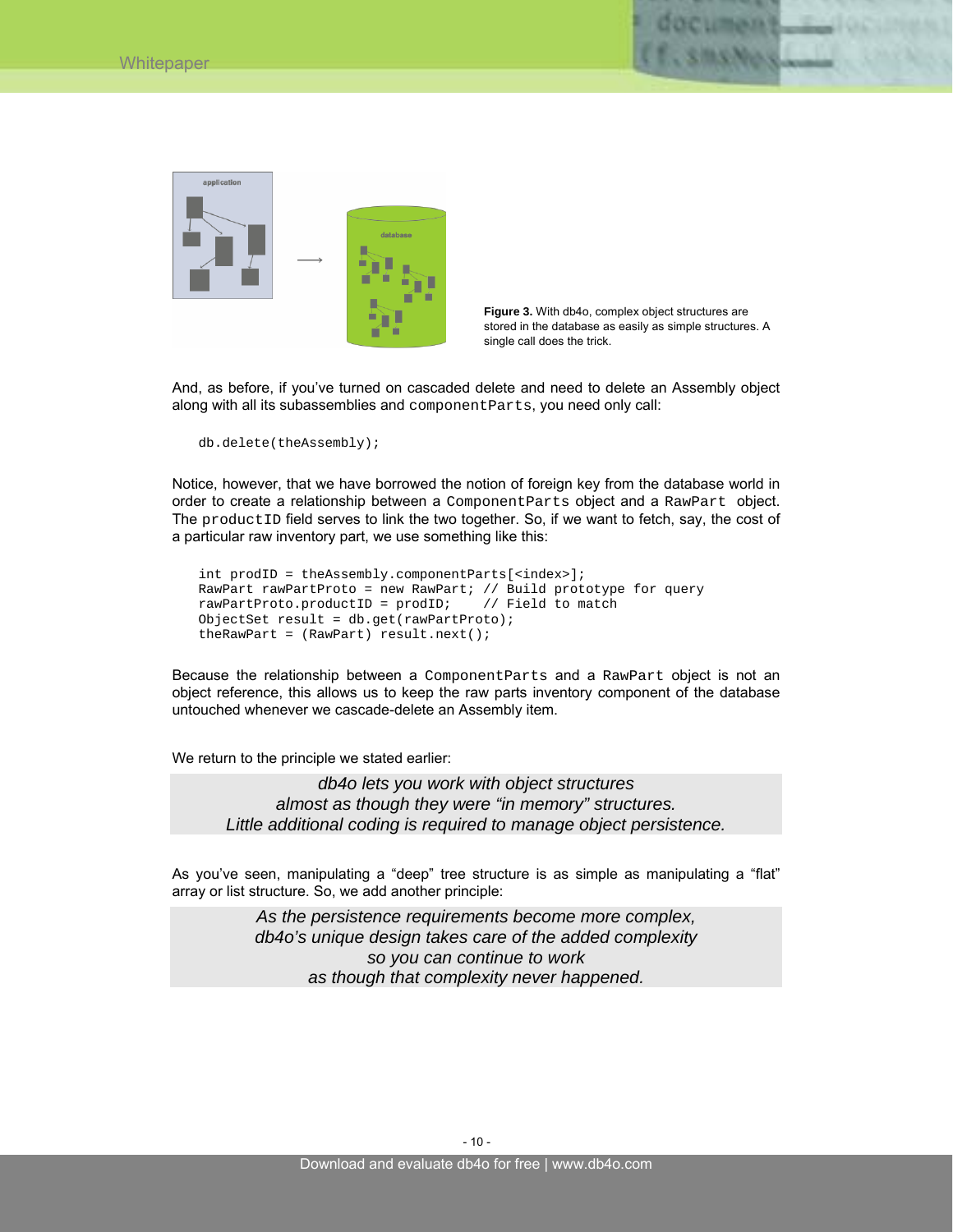**Figure 3.** With db4o, complex object structures are stored in the database as easily as simple structures. A single call does the trick.

And, as before, if you've turned on cascaded delete and need to delete an Assembly object along with all its subassemblies and `componentParts`, you need only call:

```
db.delete(theAssembly);
```

Notice, however, that we have borrowed the notion of foreign key from the database world in order to create a relationship between a `ComponentParts` object and a `RawPart` object. The `productID` field serves to link the two together. So, if we want to fetch, say, the cost of a particular raw inventory part, we use something like this:

```
int prodID = theAssembly.componentParts[<index>];
RawPart rawPartProto = new RawPart; // Build prototype for query
rawPartProto.productID = prodID;    // Field to match
ObjectSet result = db.get(rawPartProto);
theRawPart = (RawPart) result.next();
```

Because the relationship between a `ComponentParts` and a `RawPart` object is not an object reference, this allows us to keep the raw parts inventory component of the database untouched whenever we cascade-delete an Assembly item.

We return to the principle we stated earlier:

*db4o lets you work with object structures*
*almost as though they were "in memory" structures.*
*Little additional coding is required to manage object persistence.*

As you've seen, manipulating a "deep" tree structure is as simple as manipulating a "flat" array or list structure. So, we add another principle:

*As the persistence requirements become more complex,*
*db4o's unique design takes care of the added complexity*
*so you can continue to work*
*as though that complexity never happened.*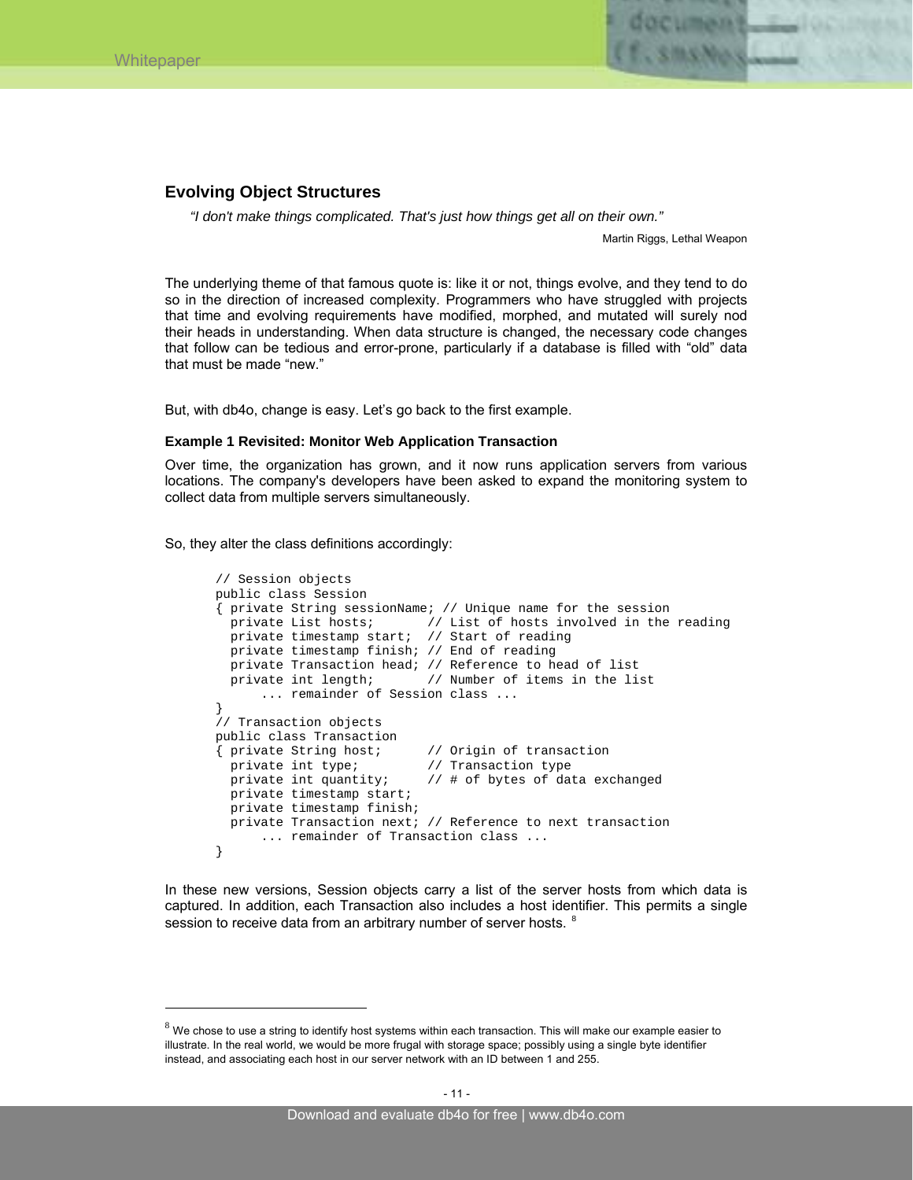## Evolving Object Structures

*"I don't make things complicated. That's just how things get all on their own."*

Martin Riggs, Lethal Weapon

The underlying theme of that famous quote is: like it or not, things evolve, and they tend to do so in the direction of increased complexity. Programmers who have struggled with projects that time and evolving requirements have modified, morphed, and mutated will surely nod their heads in understanding. When data structure is changed, the necessary code changes that follow can be tedious and error-prone, particularly if a database is filled with "old" data that must be made "new."

But, with db4o, change is easy. Let's go back to the first example.

#### Example 1 Revisited: Monitor Web Application Transaction

Over time, the organization has grown, and it now runs application servers from various locations. The company's developers have been asked to expand the monitoring system to collect data from multiple servers simultaneously.

So, they alter the class definitions accordingly:

```
// Session objects
public class Session
{ private String sessionName; // Unique name for the session
  private List hosts;       // List of hosts involved in the reading
  private timestamp start;  // Start of reading
  private timestamp finish; // End of reading
  private Transaction head; // Reference to head of list
  private int length;       // Number of items in the list
      ... remainder of Session class ...
}
// Transaction objects
public class Transaction
{ private String host;      // Origin of transaction
  private int type;         // Transaction type
  private int quantity;     // # of bytes of data exchanged
  private timestamp start;
  private timestamp finish;
  private Transaction next; // Reference to next transaction
      ... remainder of Transaction class ...
}
```

In these new versions, Session objects carry a list of the server hosts from which data is captured. In addition, each Transaction also includes a host identifier. This permits a single session to receive data from an arbitrary number of server hosts. [8]

[8] We chose to use a string to identify host systems within each transaction. This will make our example easier to illustrate. In the real world, we would be more frugal with storage space; possibly using a single byte identifier instead, and associating each host in our server network with an ID between 1 and 255.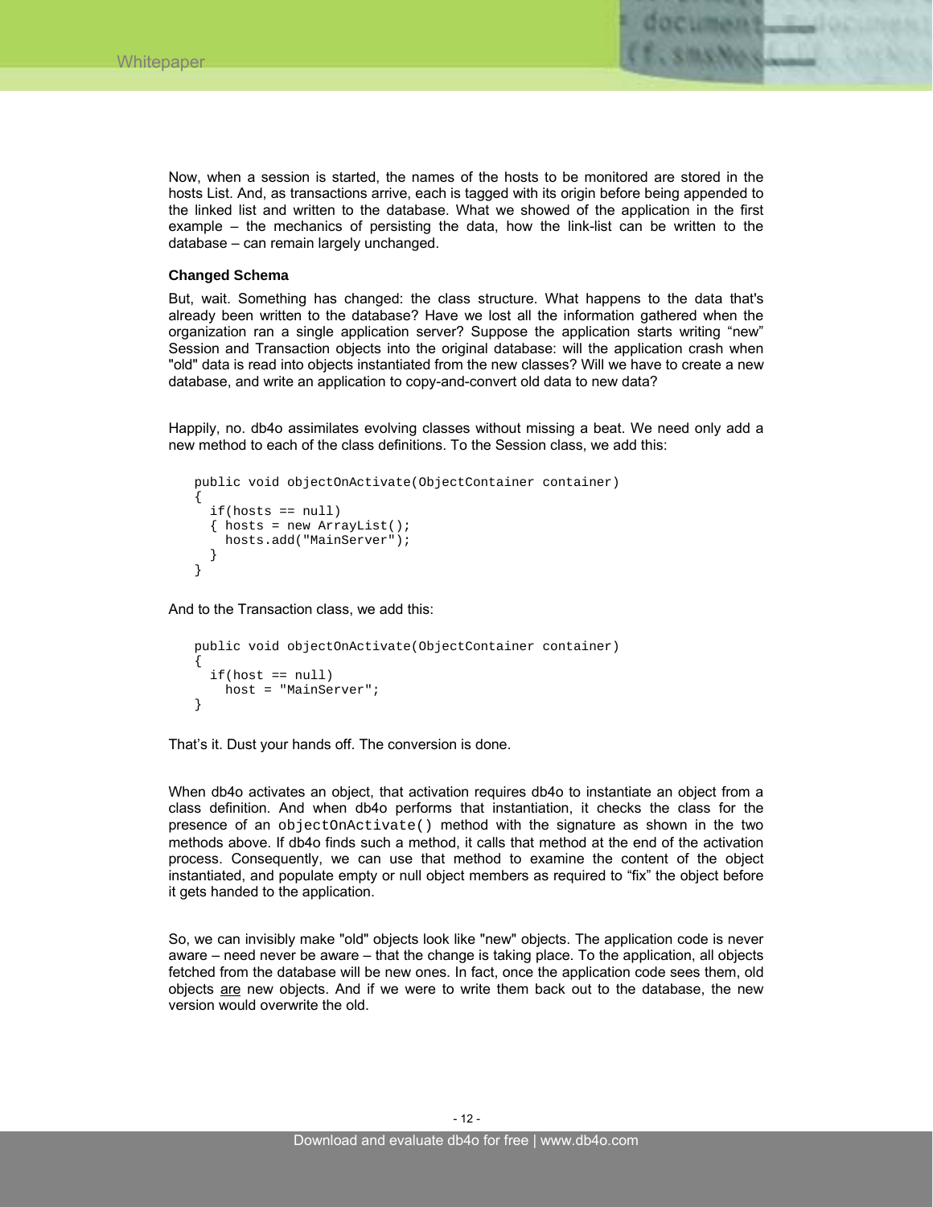Now, when a session is started, the names of the hosts to be monitored are stored in the hosts List. And, as transactions arrive, each is tagged with its origin before being appended to the linked list and written to the database. What we showed of the application in the first example – the mechanics of persisting the data, how the link-list can be written to the database – can remain largely unchanged.

**Changed Schema**

But, wait. Something has changed: the class structure. What happens to the data that's already been written to the database? Have we lost all the information gathered when the organization ran a single application server? Suppose the application starts writing "new" Session and Transaction objects into the original database: will the application crash when "old" data is read into objects instantiated from the new classes? Will we have to create a new database, and write an application to copy-and-convert old data to new data?

Happily, no. db4o assimilates evolving classes without missing a beat. We need only add a new method to each of the class definitions. To the Session class, we add this:

```
public void objectOnActivate(ObjectContainer container)
{
  if(hosts == null)
  { hosts = new ArrayList();
    hosts.add("MainServer");
  }
}
```

And to the Transaction class, we add this:

```
public void objectOnActivate(ObjectContainer container)
{
  if(host == null)
    host = "MainServer";
}
```

That's it. Dust your hands off. The conversion is done.

When db4o activates an object, that activation requires db4o to instantiate an object from a class definition. And when db4o performs that instantiation, it checks the class for the presence of an `objectOnActivate()` method with the signature as shown in the two methods above. If db4o finds such a method, it calls that method at the end of the activation process. Consequently, we can use that method to examine the content of the object instantiated, and populate empty or null object members as required to "fix" the object before it gets handed to the application.

So, we can invisibly make "old" objects look like "new" objects. The application code is never aware – need never be aware – that the change is taking place. To the application, all objects fetched from the database will be new ones. In fact, once the application code sees them, old objects <u>are</u> new objects. And if we were to write them back out to the database, the new version would overwrite the old.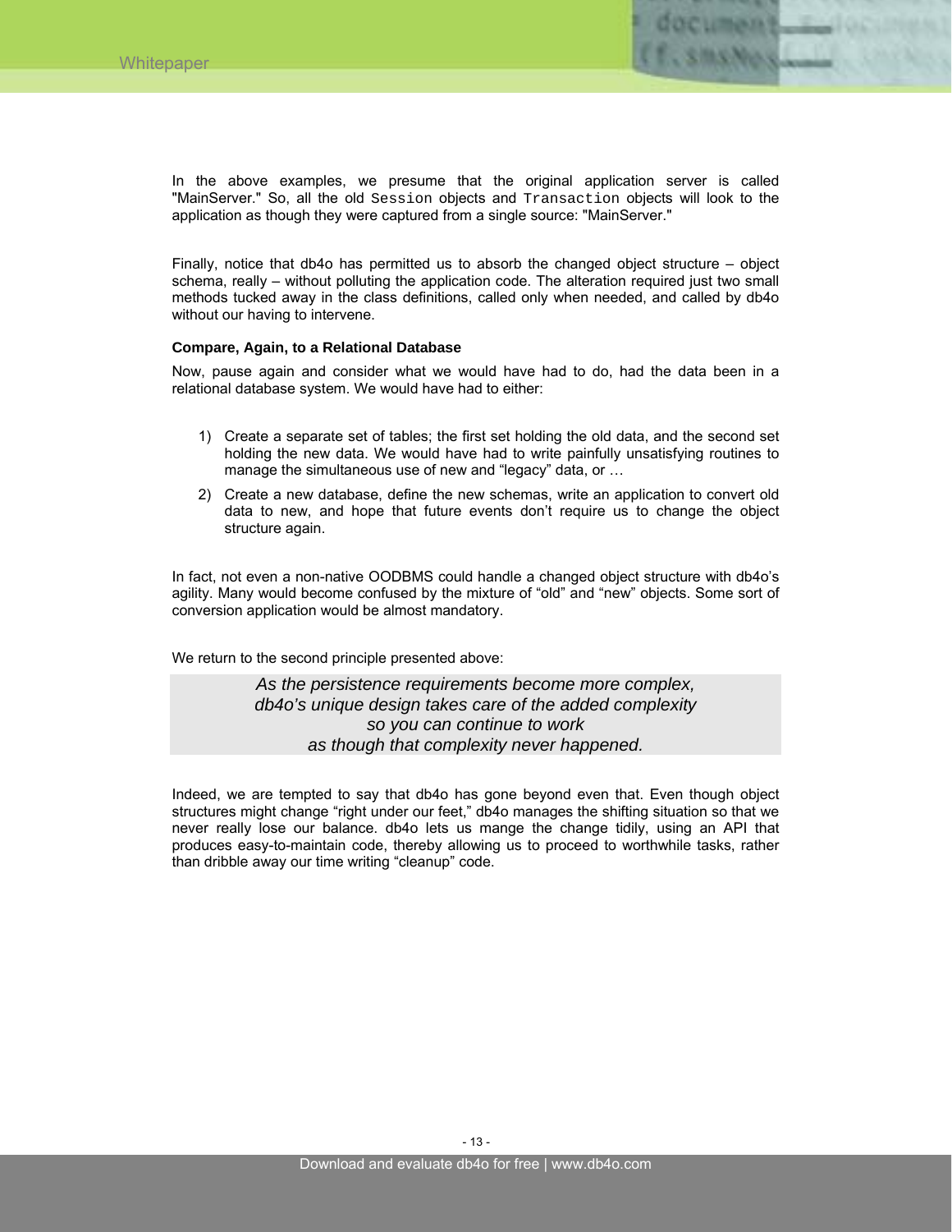In the above examples, we presume that the original application server is called "MainServer." So, all the old `Session` objects and `Transaction` objects will look to the application as though they were captured from a single source: "MainServer."

Finally, notice that db4o has permitted us to absorb the changed object structure – object schema, really – without polluting the application code. The alteration required just two small methods tucked away in the class definitions, called only when needed, and called by db4o without our having to intervene.

**Compare, Again, to a Relational Database**

Now, pause again and consider what we would have had to do, had the data been in a relational database system. We would have had to either:

1) Create a separate set of tables; the first set holding the old data, and the second set holding the new data. We would have had to write painfully unsatisfying routines to manage the simultaneous use of new and "legacy" data, or …
2) Create a new database, define the new schemas, write an application to convert old data to new, and hope that future events don't require us to change the object structure again.

In fact, not even a non-native OODBMS could handle a changed object structure with db4o's agility. Many would become confused by the mixture of "old" and "new" objects. Some sort of conversion application would be almost mandatory.

We return to the second principle presented above:

> *As the persistence requirements become more complex,*
> *db4o's unique design takes care of the added complexity*
> *so you can continue to work*
> *as though that complexity never happened.*

Indeed, we are tempted to say that db4o has gone beyond even that. Even though object structures might change "right under our feet," db4o manages the shifting situation so that we never really lose our balance. db4o lets us mange the change tidily, using an API that produces easy-to-maintain code, thereby allowing us to proceed to worthwhile tasks, rather than dribble away our time writing "cleanup" code.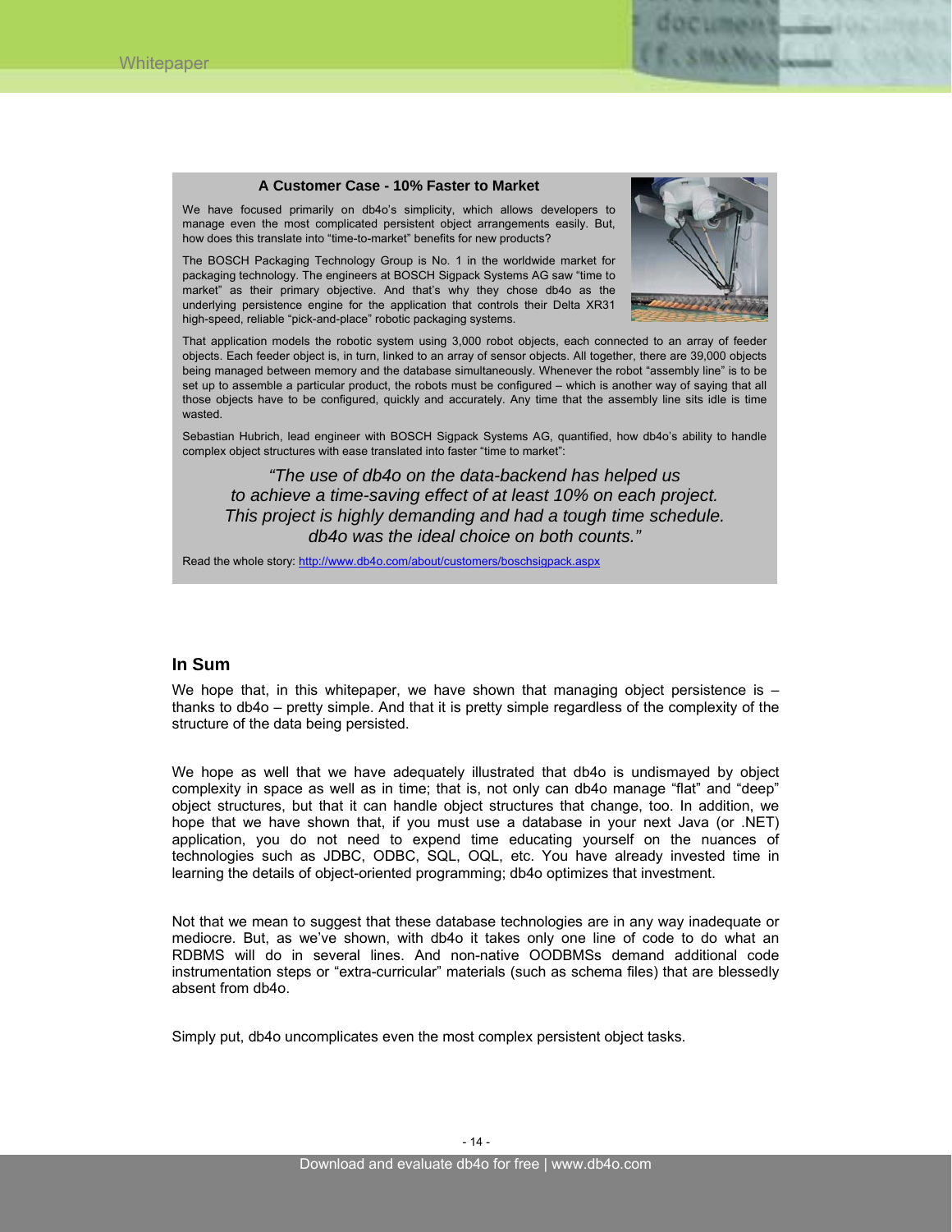### A Customer Case - 10% Faster to Market

We have focused primarily on db4o's simplicity, which allows developers to manage even the most complicated persistent object arrangements easily. But, how does this translate into "time-to-market" benefits for new products?

The BOSCH Packaging Technology Group is No. 1 in the worldwide market for packaging technology. The engineers at BOSCH Sigpack Systems AG saw "time to market" as their primary objective. And that's why they chose db4o as the underlying persistence engine for the application that controls their Delta XR31 high-speed, reliable "pick-and-place" robotic packaging systems.

That application models the robotic system using 3,000 robot objects, each connected to an array of feeder objects. Each feeder object is, in turn, linked to an array of sensor objects. All together, there are 39,000 objects being managed between memory and the database simultaneously. Whenever the robot "assembly line" is to be set up to assemble a particular product, the robots must be configured – which is another way of saying that all those objects have to be configured, quickly and accurately. Any time that the assembly line sits idle is time wasted.

Sebastian Hubrich, lead engineer with BOSCH Sigpack Systems AG, quantified, how db4o's ability to handle complex object structures with ease translated into faster "time to market":

*"The use of db4o on the data-backend has helped us to achieve a time-saving effect of at least 10% on each project. This project is highly demanding and had a tough time schedule. db4o was the ideal choice on both counts."*

Read the whole story: http://www.db4o.com/about/customers/boschsigpack.aspx

## In Sum

We hope that, in this whitepaper, we have shown that managing object persistence is – thanks to db4o – pretty simple. And that it is pretty simple regardless of the complexity of the structure of the data being persisted.

We hope as well that we have adequately illustrated that db4o is undismayed by object complexity in space as well as in time; that is, not only can db4o manage "flat" and "deep" object structures, but that it can handle object structures that change, too. In addition, we hope that we have shown that, if you must use a database in your next Java (or .NET) application, you do not need to expend time educating yourself on the nuances of technologies such as JDBC, ODBC, SQL, OQL, etc. You have already invested time in learning the details of object-oriented programming; db4o optimizes that investment.

Not that we mean to suggest that these database technologies are in any way inadequate or mediocre. But, as we've shown, with db4o it takes only one line of code to do what an RDBMS will do in several lines. And non-native OODBMSs demand additional code instrumentation steps or "extra-curricular" materials (such as schema files) that are blessedly absent from db4o.

Simply put, db4o uncomplicates even the most complex persistent object tasks.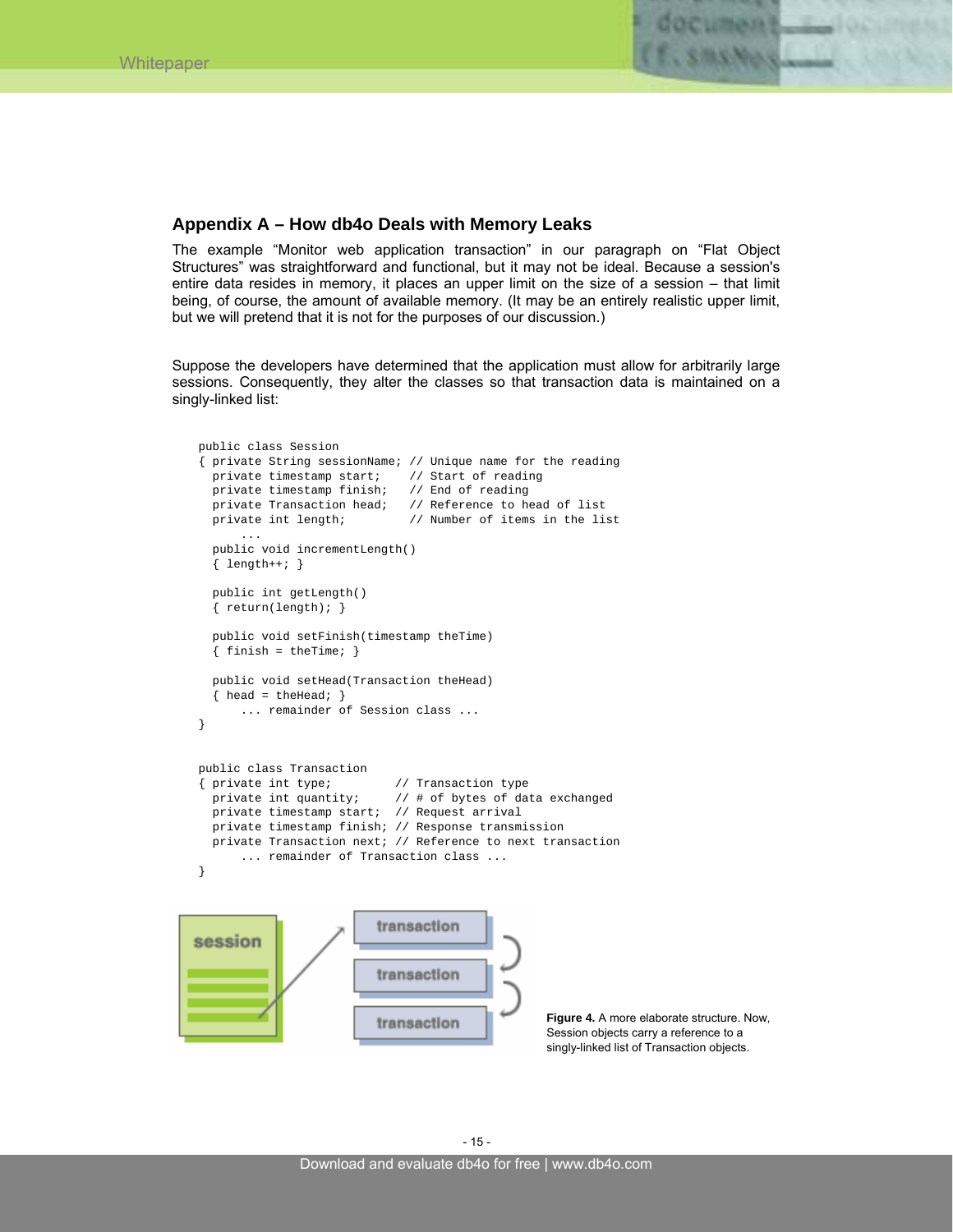## Appendix A – How db4o Deals with Memory Leaks

The example "Monitor web application transaction" in our paragraph on "Flat Object Structures" was straightforward and functional, but it may not be ideal. Because a session's entire data resides in memory, it places an upper limit on the size of a session – that limit being, of course, the amount of available memory. (It may be an entirely realistic upper limit, but we will pretend that it is not for the purposes of our discussion.)

Suppose the developers have determined that the application must allow for arbitrarily large sessions. Consequently, they alter the classes so that transaction data is maintained on a singly-linked list:

```
public class Session
{ private String sessionName; // Unique name for the reading
  private timestamp start;    // Start of reading
  private timestamp finish;   // End of reading
  private Transaction head;   // Reference to head of list
  private int length;         // Number of items in the list
      ...
  public void incrementLength()
  { length++; }

  public int getLength()
  { return(length); }

  public void setFinish(timestamp theTime)
  { finish = theTime; }

  public void setHead(Transaction theHead)
  { head = theHead; }
      ... remainder of Session class ...
}


public class Transaction
{ private int type;         // Transaction type
  private int quantity;     // # of bytes of data exchanged
  private timestamp start;  // Request arrival
  private timestamp finish; // Response transmission
  private Transaction next; // Reference to next transaction
      ... remainder of Transaction class ...
}
```

session

transaction

transaction

transaction

**Figure 4.** A more elaborate structure. Now, Session objects carry a reference to a singly-linked list of Transaction objects.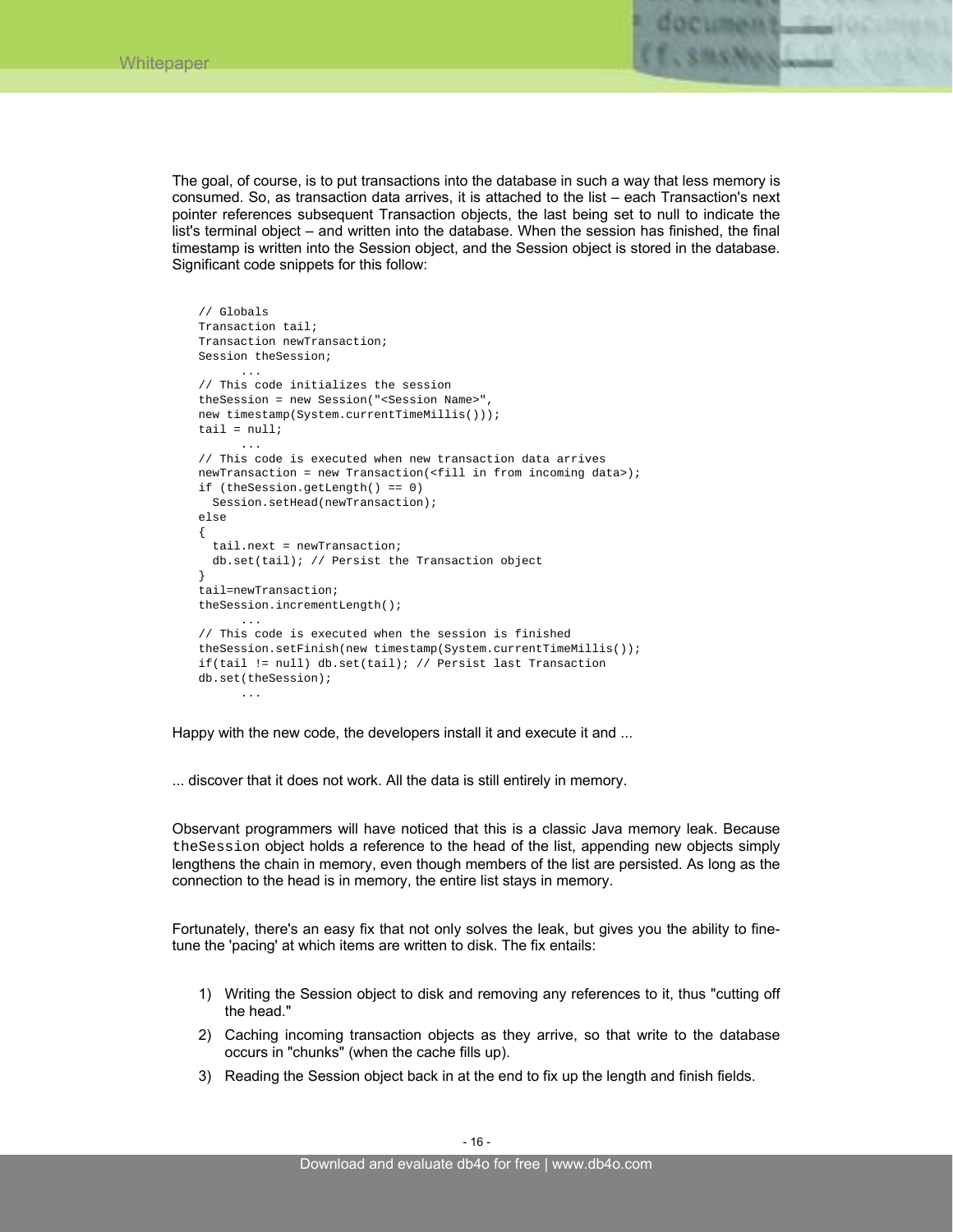The goal, of course, is to put transactions into the database in such a way that less memory is consumed. So, as transaction data arrives, it is attached to the list – each Transaction's next pointer references subsequent Transaction objects, the last being set to null to indicate the list's terminal object – and written into the database. When the session has finished, the final timestamp is written into the Session object, and the Session object is stored in the database. Significant code snippets for this follow:

```
// Globals
Transaction tail;
Transaction newTransaction;
Session theSession;
      ...
// This code initializes the session
theSession = new Session("<Session Name>",
new timestamp(System.currentTimeMillis()));
tail = null;
      ...
// This code is executed when new transaction data arrives
newTransaction = new Transaction(<fill in from incoming data>);
if (theSession.getLength() == 0)
  Session.setHead(newTransaction);
else
{
  tail.next = newTransaction;
  db.set(tail); // Persist the Transaction object
}
tail=newTransaction;
theSession.incrementLength();
      ...
// This code is executed when the session is finished
theSession.setFinish(new timestamp(System.currentTimeMillis());
if(tail != null) db.set(tail); // Persist last Transaction
db.set(theSession);
      ...
```

Happy with the new code, the developers install it and execute it and ...

... discover that it does not work. All the data is still entirely in memory.

Observant programmers will have noticed that this is a classic Java memory leak. Because `theSession` object holds a reference to the head of the list, appending new objects simply lengthens the chain in memory, even though members of the list are persisted. As long as the connection to the head is in memory, the entire list stays in memory.

Fortunately, there's an easy fix that not only solves the leak, but gives you the ability to fine-tune the 'pacing' at which items are written to disk. The fix entails:

1) Writing the Session object to disk and removing any references to it, thus "cutting off the head."
2) Caching incoming transaction objects as they arrive, so that write to the database occurs in "chunks" (when the cache fills up).
3) Reading the Session object back in at the end to fix up the length and finish fields.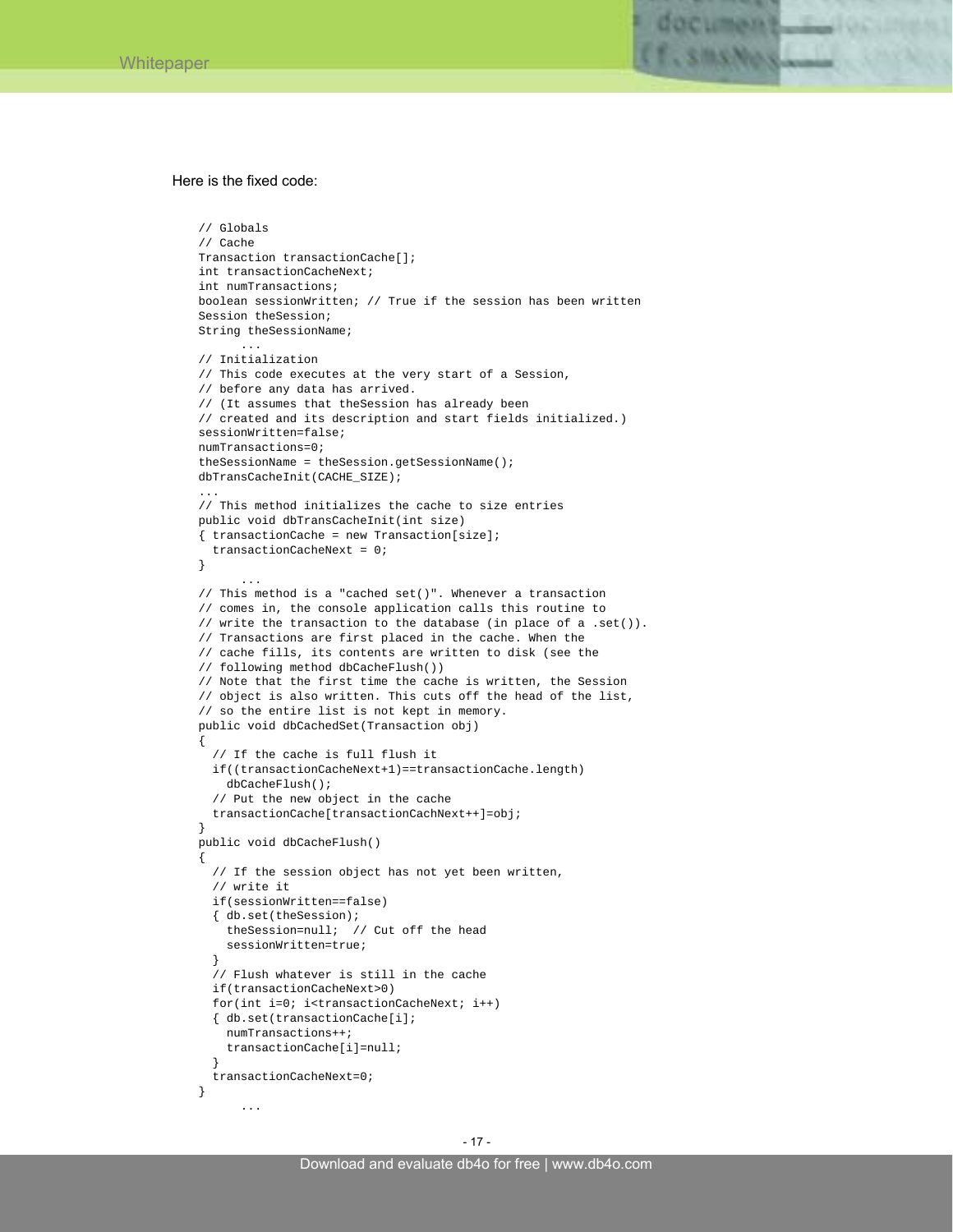Here is the fixed code:

```
// Globals
// Cache
Transaction transactionCache[];
int transactionCacheNext;
int numTransactions;
boolean sessionWritten; // True if the session has been written
Session theSession;
String theSessionName;
      ...
// Initialization
// This code executes at the very start of a Session,
// before any data has arrived.
// (It assumes that theSession has already been
// created and its description and start fields initialized.)
sessionWritten=false;
numTransactions=0;
theSessionName = theSession.getSessionName();
dbTransCacheInit(CACHE_SIZE);
...
// This method initializes the cache to size entries
public void dbTransCacheInit(int size)
{ transactionCache = new Transaction[size];
  transactionCacheNext = 0;
}
      ...
// This method is a "cached set()". Whenever a transaction
// comes in, the console application calls this routine to
// write the transaction to the database (in place of a .set()).
// Transactions are first placed in the cache. When the
// cache fills, its contents are written to disk (see the
// following method dbCacheFlush())
// Note that the first time the cache is written, the Session
// object is also written. This cuts off the head of the list,
// so the entire list is not kept in memory.
public void dbCachedSet(Transaction obj)
{
  // If the cache is full flush it
  if((transactionCacheNext+1)==transactionCache.length)
    dbCacheFlush();
  // Put the new object in the cache
  transactionCache[transactionCachNext++]=obj;
}
public void dbCacheFlush()
{
  // If the session object has not yet been written,
  // write it
  if(sessionWritten==false)
  { db.set(theSession);
    theSession=null;  // Cut off the head
    sessionWritten=true;
  }
  // Flush whatever is still in the cache
  if(transactionCacheNext>0)
  for(int i=0; i<transactionCacheNext; i++)
  { db.set(transactionCache[i];
    numTransactions++;
    transactionCache[i]=null;
  }
  transactionCacheNext=0;
}
      ...
```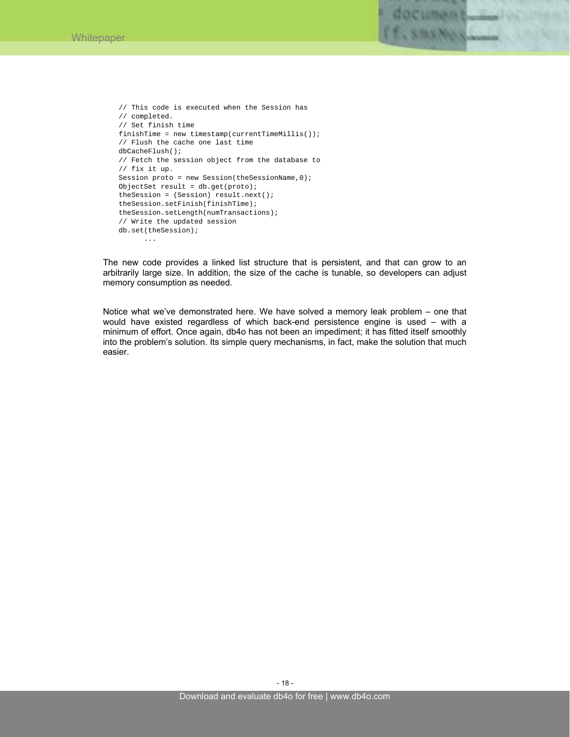```
// This code is executed when the Session has
// completed.
// Set finish time
finishTime = new timestamp(currentTimeMillis());
// Flush the cache one last time
dbCacheFlush();
// Fetch the session object from the database to
// fix it up.
Session proto = new Session(theSessionName,0);
ObjectSet result = db.get(proto);
theSession = (Session) result.next();
theSession.setFinish(finishTime);
theSession.setLength(numTransactions);
// Write the updated session
db.set(theSession);
      ...
```

The new code provides a linked list structure that is persistent, and that can grow to an arbitrarily large size. In addition, the size of the cache is tunable, so developers can adjust memory consumption as needed.

Notice what we've demonstrated here. We have solved a memory leak problem – one that would have existed regardless of which back-end persistence engine is used – with a minimum of effort. Once again, db4o has not been an impediment; it has fitted itself smoothly into the problem's solution. Its simple query mechanisms, in fact, make the solution that much easier.